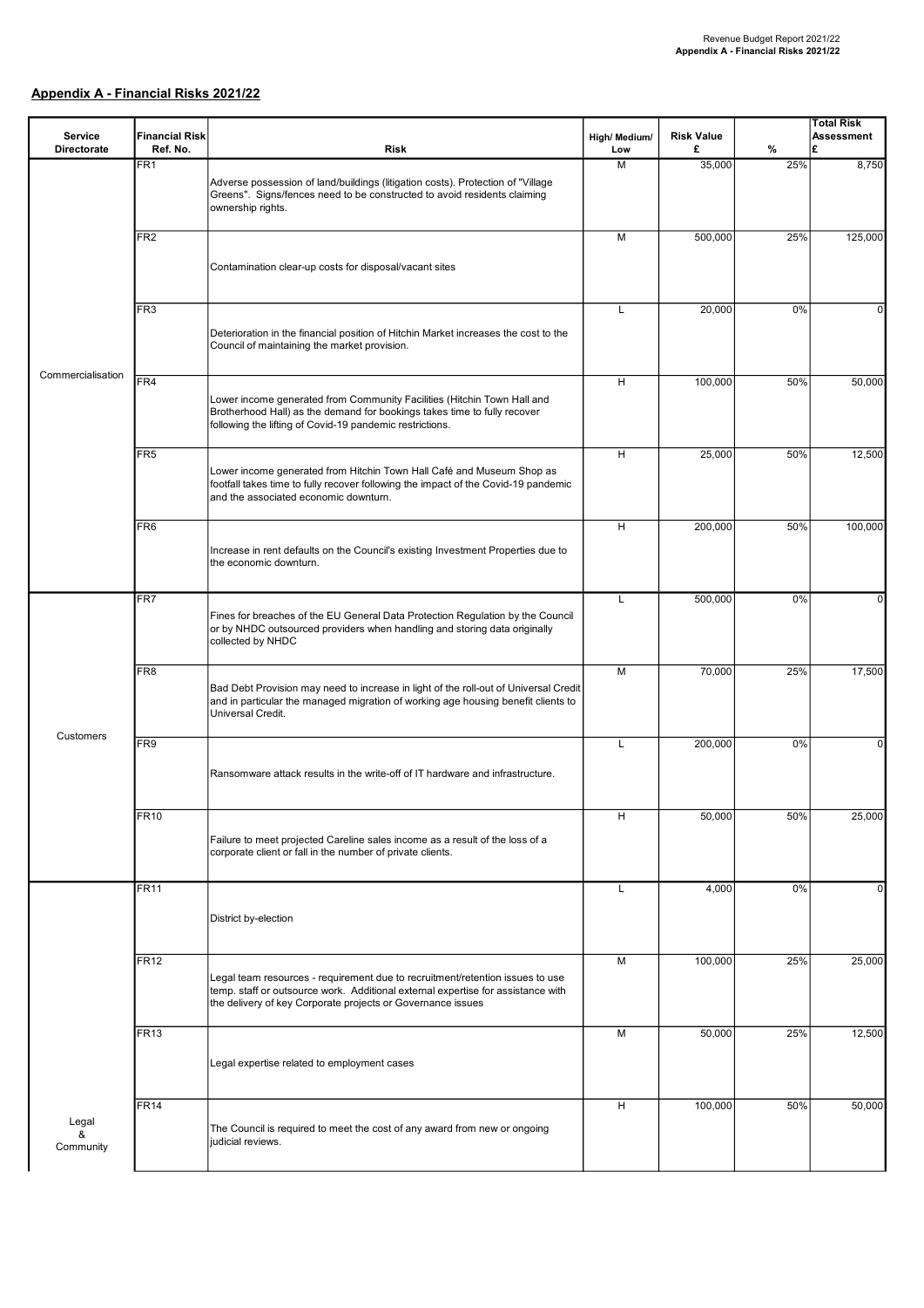## Appendix A - Financial Risks 2021/22

| Service Directorate | Financial Risk Ref. No. | Risk | High/ Medium/ Low | Risk Value £ | % | Total Risk Assessment £ |
|---|---|---|---|---|---|---|
| Commercialisation | FR1 | Adverse possession of land/buildings (litigation costs). Protection of "Village Greens". Signs/fences need to be constructed to avoid residents claiming ownership rights. | M | 35,000 | 25% | 8,750 |
| | FR2 | Contamination clear-up costs for disposal/vacant sites | M | 500,000 | 25% | 125,000 |
| | FR3 | Deterioration in the financial position of Hitchin Market increases the cost to the Council of maintaining the market provision. | L | 20,000 | 0% | 0 |
| | FR4 | Lower income generated from Community Facilities (Hitchin Town Hall and Brotherhood Hall) as the demand for bookings takes time to fully recover following the lifting of Covid-19 pandemic restrictions. | H | 100,000 | 50% | 50,000 |
| | FR5 | Lower income generated from Hitchin Town Hall Café and Museum Shop as footfall takes time to fully recover following the impact of the Covid-19 pandemic and the associated economic downturn. | H | 25,000 | 50% | 12,500 |
| | FR6 | Increase in rent defaults on the Council's existing Investment Properties due to the economic downturn. | H | 200,000 | 50% | 100,000 |
| Customers | FR7 | Fines for breaches of the EU General Data Protection Regulation by the Council or by NHDC outsourced providers when handling and storing data originally collected by NHDC | L | 500,000 | 0% | 0 |
| | FR8 | Bad Debt Provision may need to increase in light of the roll-out of Universal Credit and in particular the managed migration of working age housing benefit clients to Universal Credit. | M | 70,000 | 25% | 17,500 |
| | FR9 | Ransomware attack results in the write-off of IT hardware and infrastructure. | L | 200,000 | 0% | 0 |
| | FR10 | Failure to meet projected Careline sales income as a result of the loss of a corporate client or fall in the number of private clients. | H | 50,000 | 50% | 25,000 |
| Legal & Community | FR11 | District by-election | L | 4,000 | 0% | 0 |
| | FR12 | Legal team resources - requirement due to recruitment/retention issues to use temp. staff or outsource work. Additional external expertise for assistance with the delivery of key Corporate projects or Governance issues | M | 100,000 | 25% | 25,000 |
| | FR13 | Legal expertise related to employment cases | M | 50,000 | 25% | 12,500 |
| | FR14 | The Council is required to meet the cost of any award from new or ongoing judicial reviews. | H | 100,000 | 50% | 50,000 |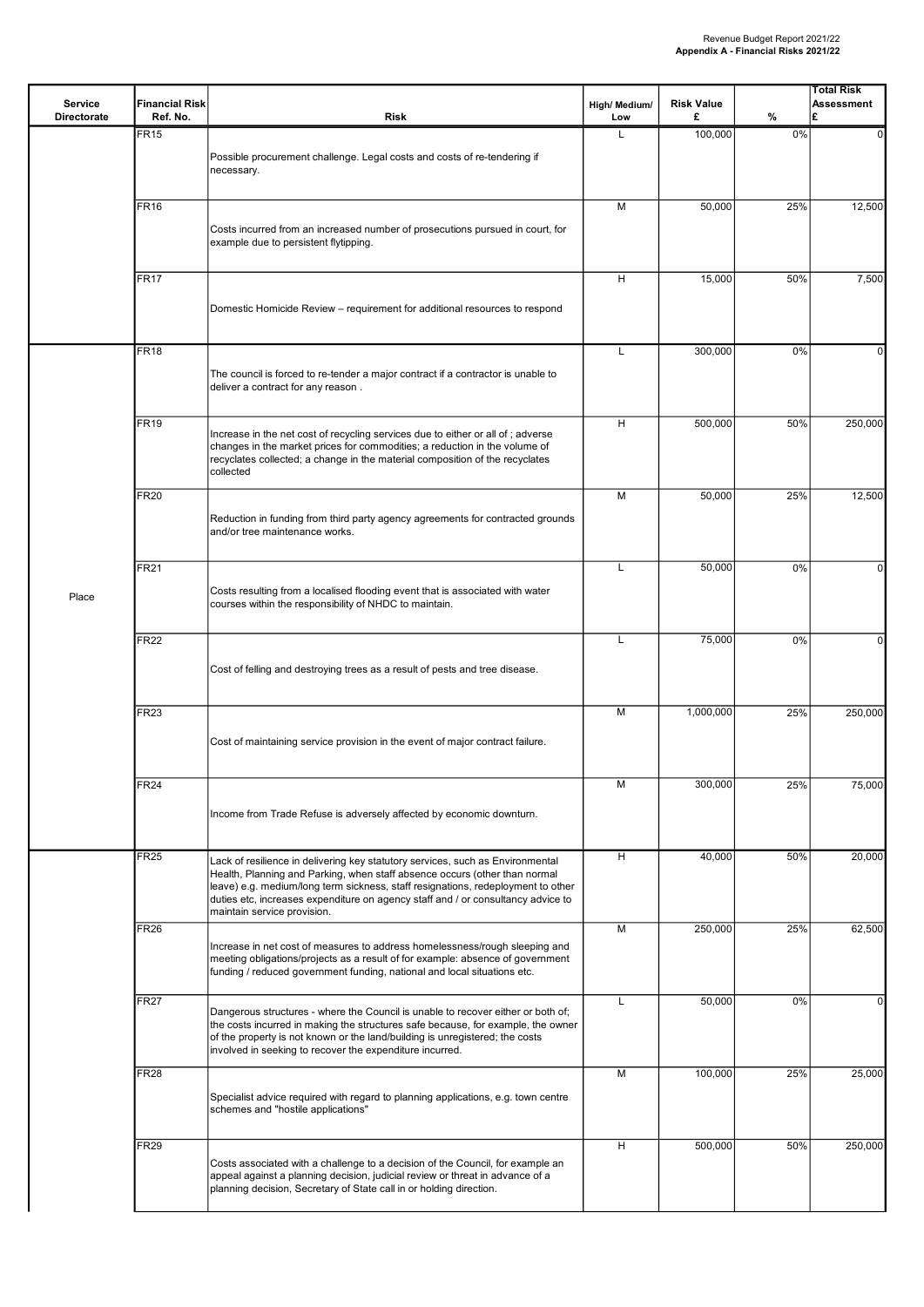| Service Directorate | Financial Risk Ref. No. | Risk | High/ Medium/ Low | Risk Value £ | % | Total Risk Assessment £ |
|---|---|---|---|---|---|---|
| | FR15 | Possible procurement challenge. Legal costs and costs of re-tendering if necessary. | L | 100,000 | 0% | 0 |
| | FR16 | Costs incurred from an increased number of prosecutions pursued in court, for example due to persistent flytipping. | M | 50,000 | 25% | 12,500 |
| | FR17 | Domestic Homicide Review – requirement for additional resources to respond | H | 15,000 | 50% | 7,500 |
| Place | FR18 | The council is forced to re-tender a major contract if a contractor is unable to deliver a contract for any reason . | L | 300,000 | 0% | 0 |
| | FR19 | Increase in the net cost of recycling services due to either or all of ; adverse changes in the market prices for commodities; a reduction in the volume of recyclates collected; a change in the material composition of the recyclates collected | H | 500,000 | 50% | 250,000 |
| | FR20 | Reduction in funding from third party agency agreements for contracted grounds and/or tree maintenance works. | M | 50,000 | 25% | 12,500 |
| | FR21 | Costs resulting from a localised flooding event that is associated with water courses within the responsibility of NHDC to maintain. | L | 50,000 | 0% | 0 |
| | FR22 | Cost of felling and destroying trees as a result of pests and tree disease. | L | 75,000 | 0% | 0 |
| | FR23 | Cost of maintaining service provision in the event of major contract failure. | M | 1,000,000 | 25% | 250,000 |
| | FR24 | Income from Trade Refuse is adversely affected by economic downturn. | M | 300,000 | 25% | 75,000 |
| | FR25 | Lack of resilience in delivering key statutory services, such as Environmental Health, Planning and Parking, when staff absence occurs (other than normal leave) e.g. medium/long term sickness, staff resignations, redeployment to other duties etc, increases expenditure on agency staff and / or consultancy advice to maintain service provision. | H | 40,000 | 50% | 20,000 |
| | FR26 | Increase in net cost of measures to address homelessness/rough sleeping and meeting obligations/projects as a result of for example: absence of government funding / reduced government funding, national and local situations etc. | M | 250,000 | 25% | 62,500 |
| | FR27 | Dangerous structures - where the Council is unable to recover either or both of; the costs incurred in making the structures safe because, for example, the owner of the property is not known or the land/building is unregistered; the costs involved in seeking to recover the expenditure incurred. | L | 50,000 | 0% | 0 |
| | FR28 | Specialist advice required with regard to planning applications, e.g. town centre schemes and "hostile applications" | M | 100,000 | 25% | 25,000 |
| | FR29 | Costs associated with a challenge to a decision of the Council, for example an appeal against a planning decision, judicial review or threat in advance of a planning decision, Secretary of State call in or holding direction. | H | 500,000 | 50% | 250,000 |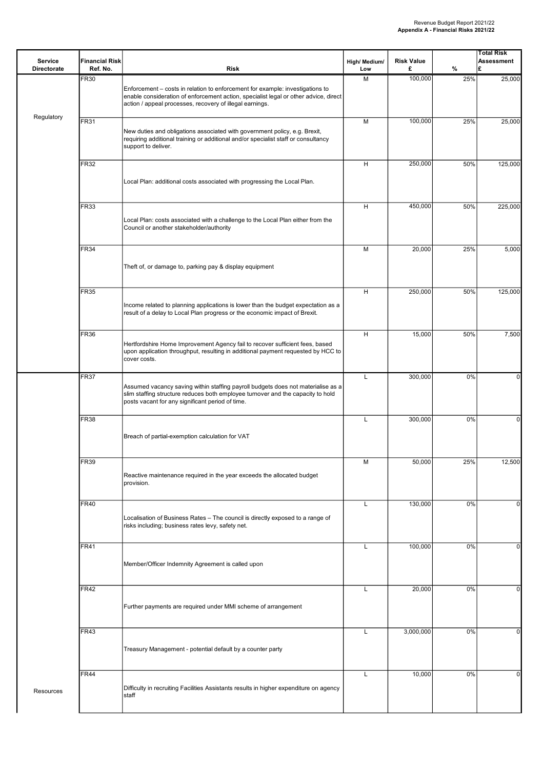| Service Directorate | Financial Risk Ref. No. | Risk | High/ Medium/ Low | Risk Value £ | % | Total Risk Assessment £ |
|---|---|---|---|---|---|---|
| Regulatory | FR30 | Enforcement – costs in relation to enforcement for example: investigations to enable consideration of enforcement action, specialist legal or other advice, direct action / appeal processes, recovery of illegal earnings. | M | 100,000 | 25% | 25,000 |
| | FR31 | New duties and obligations associated with government policy, e.g. Brexit, requiring additional training or additional and/or specialist staff or consultancy support to deliver. | M | 100,000 | 25% | 25,000 |
| | FR32 | Local Plan: additional costs associated with progressing the Local Plan. | H | 250,000 | 50% | 125,000 |
| | FR33 | Local Plan: costs associated with a challenge to the Local Plan either from the Council or another stakeholder/authority | H | 450,000 | 50% | 225,000 |
| | FR34 | Theft of, or damage to, parking pay & display equipment | M | 20,000 | 25% | 5,000 |
| | FR35 | Income related to planning applications is lower than the budget expectation as a result of a delay to Local Plan progress or the economic impact of Brexit. | H | 250,000 | 50% | 125,000 |
| | FR36 | Hertfordshire Home Improvement Agency fail to recover sufficient fees, based upon application throughput, resulting in additional payment requested by HCC to cover costs. | H | 15,000 | 50% | 7,500 |
| Resources | FR37 | Assumed vacancy saving within staffing payroll budgets does not materialise as a slim staffing structure reduces both employee turnover and the capacity to hold posts vacant for any significant period of time. | L | 300,000 | 0% | 0 |
| | FR38 | Breach of partial-exemption calculation for VAT | L | 300,000 | 0% | 0 |
| | FR39 | Reactive maintenance required in the year exceeds the allocated budget provision. | M | 50,000 | 25% | 12,500 |
| | FR40 | Localisation of Business Rates – The council is directly exposed to a range of risks including; business rates levy, safety net. | L | 130,000 | 0% | 0 |
| | FR41 | Member/Officer Indemnity Agreement is called upon | L | 100,000 | 0% | 0 |
| | FR42 | Further payments are required under MMI scheme of arrangement | L | 20,000 | 0% | 0 |
| | FR43 | Treasury Management - potential default by a counter party | L | 3,000,000 | 0% | 0 |
| | FR44 | Difficulty in recruiting Facilities Assistants results in higher expenditure on agency staff | L | 10,000 | 0% | 0 |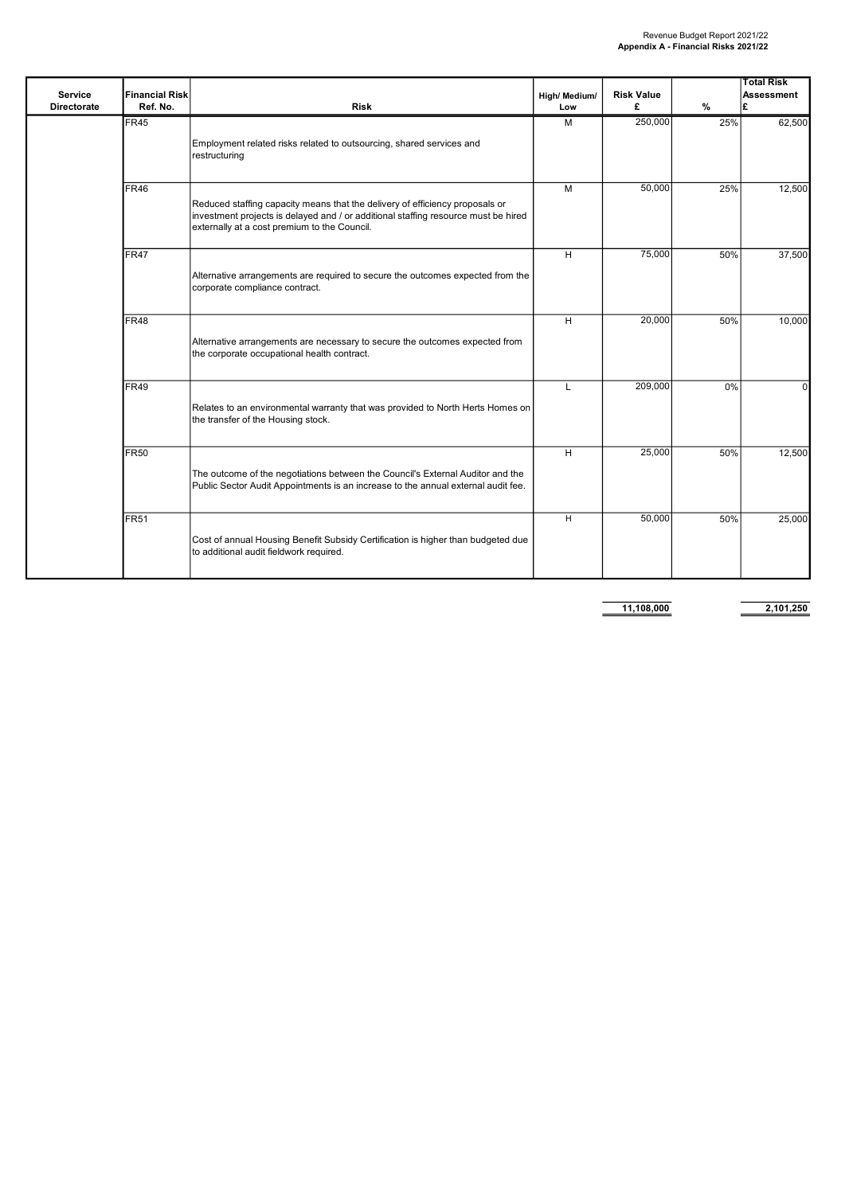| Service Directorate | Financial Risk Ref. No. | Risk | High/ Medium/ Low | Risk Value £ | % | Total Risk Assessment £ |
|---|---|---|---|---|---|---|
| | FR45 | Employment related risks related to outsourcing, shared services and restructuring | M | 250,000 | 25% | 62,500 |
| | FR46 | Reduced staffing capacity means that the delivery of efficiency proposals or investment projects is delayed and / or additional staffing resource must be hired externally at a cost premium to the Council. | M | 50,000 | 25% | 12,500 |
| | FR47 | Alternative arrangements are required to secure the outcomes expected from the corporate compliance contract. | H | 75,000 | 50% | 37,500 |
| | FR48 | Alternative arrangements are necessary to secure the outcomes expected from the corporate occupational health contract. | H | 20,000 | 50% | 10,000 |
| | FR49 | Relates to an environmental warranty that was provided to North Herts Homes on the transfer of the Housing stock. | L | 209,000 | 0% | 0 |
| | FR50 | The outcome of the negotiations between the Council's External Auditor and the Public Sector Audit Appointments is an increase to the annual external audit fee. | H | 25,000 | 50% | 12,500 |
| | FR51 | Cost of annual Housing Benefit Subsidy Certification is higher than budgeted due to additional audit fieldwork required. | H | 50,000 | 50% | 25,000 |
| | | | | **11,108,000** | | **2,101,250** |